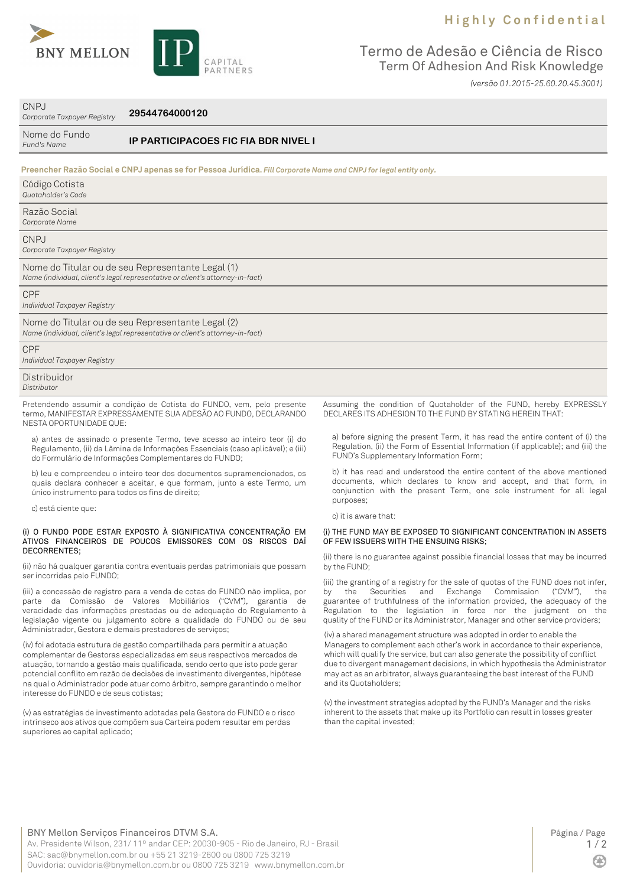Highly Confidential

# Termo de Adesão e Ciência de Risco
## Term Of Adhesion And Risk Knowledge

*(versão 01.2015-25.60.20.45.3001)*

| | |
|---|---|
| CNPJ<br>*Corporate Taxpayer Registry* | **29544764000120** |
| Nome do Fundo<br>*Fund's Name* | **IP PARTICIPACOES FIC FIA BDR NIVEL I** |

**Preencher Razão Social e CNPJ apenas se for Pessoa Jurídica.** ***Fill Corporate Name and CNPJ for legal entity only.***

| | |
|---|---|
| Código Cotista<br>*Quotaholder's Code* | |
| Razão Social<br>*Corporate Name* | |
| CNPJ<br>*Corporate Taxpayer Registry* | |
| Nome do Titular ou de seu Representante Legal (1)<br>*Name (individual, client's legal representative or client's attorney-in-fact)* | |
| CPF<br>*Individual Taxpayer Registry* | |
| Nome do Titular ou de seu Representante Legal (2)<br>*Name (individual, client's legal representative or client's attorney-in-fact)* | |
| CPF<br>*Individual Taxpayer Registry* | |
| Distribuidor<br>*Distributor* | |

Pretendendo assumir a condição de Cotista do FUNDO, vem, pelo presente termo, MANIFESTAR EXPRESSAMENTE SUA ADESÃO AO FUNDO, DECLARANDO NESTA OPORTUNIDADE QUE:

a) antes de assinado o presente Termo, teve acesso ao inteiro teor (i) do Regulamento, (ii) da Lâmina de Informações Essenciais (caso aplicável); e (iii) do Formulário de Informações Complementares do FUNDO;

b) leu e compreendeu o inteiro teor dos documentos supramencionados, os quais declara conhecer e aceitar, e que formam, junto a este Termo, um único instrumento para todos os fins de direito;

c) está ciente que:

(i) O FUNDO PODE ESTAR EXPOSTO À SIGNIFICATIVA CONCENTRAÇÃO EM ATIVOS FINANCEIROS DE POUCOS EMISSORES COM OS RISCOS DAÍ DECORRENTES;

(ii) não há qualquer garantia contra eventuais perdas patrimoniais que possam ser incorridas pelo FUNDO;

(iii) a concessão de registro para a venda de cotas do FUNDO não implica, por parte da Comissão de Valores Mobiliários ("CVM"), garantia de veracidade das informações prestadas ou de adequação do Regulamento à legislação vigente ou julgamento sobre a qualidade do FUNDO ou de seu Administrador, Gestora e demais prestadores de serviços;

(iv) foi adotada estrutura de gestão compartilhada para permitir a atuação complementar de Gestoras especializadas em seus respectivos mercados de atuação, tornando a gestão mais qualificada, sendo certo que isto pode gerar potencial conflito em razão de decisões de investimento divergentes, hipótese na qual o Administrador pode atuar como árbitro, sempre garantindo o melhor interesse do FUNDO e de seus cotistas;

(v) as estratégias de investimento adotadas pela Gestora do FUNDO e o risco intrínseco aos ativos que compõem sua Carteira podem resultar em perdas superiores ao capital aplicado;

Assuming the condition of Quotaholder of the FUND, hereby EXPRESSLY DECLARES ITS ADHESION TO THE FUND BY STATING HEREIN THAT:

a) before signing the present Term, it has read the entire content of (i) the Regulation, (ii) the Form of Essential Information (if applicable); and (iii) the FUND's Supplementary Information Form;

b) it has read and understood the entire content of the above mentioned documents, which declares to know and accept, and that form, in conjunction with the present Term, one sole instrument for all legal purposes;

c) it is aware that:

(i) THE FUND MAY BE EXPOSED TO SIGNIFICANT CONCENTRATION IN ASSETS OF FEW ISSUERS WITH THE ENSUING RISKS;

(ii) there is no guarantee against possible financial losses that may be incurred by the FUND;

(iii) the granting of a registry for the sale of quotas of the FUND does not infer, by the Securities and Exchange Commission ("CVM"), the guarantee of truthfulness of the information provided, the adequacy of the Regulation to the legislation in force nor the judgment on the quality of the FUND or its Administrator, Manager and other service providers;

(iv) a shared management structure was adopted in order to enable the Managers to complement each other's work in accordance to their experience, which will qualify the service, but can also generate the possibility of conflict due to divergent management decisions, in which hypothesis the Administrator may act as an arbitrator, always guaranteeing the best interest of the FUND and its Quotaholders;

(v) the investment strategies adopted by the FUND's Manager and the risks inherent to the assets that make up its Portfolio can result in losses greater than the capital invested;

BNY Mellon Serviços Financeiros DTVM S.A.
Av. Presidente Wilson, 231/ 11º andar CEP: 20030-905 - Rio de Janeiro, RJ - Brasil
SAC: sac@bnymellon.com.br ou +55 21 3219-2600 ou 0800 725 3219
Ouvidoria: ouvidoria@bnymellon.com.br ou 0800 725 3219 www.bnymellon.com.br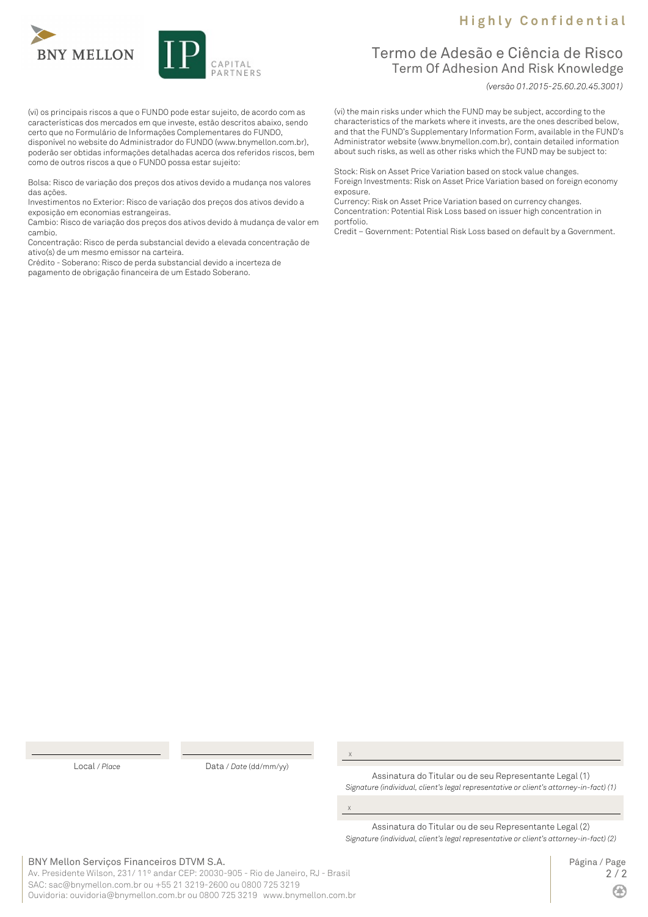Highly Confidential

# Termo de Adesão e Ciência de Risco
## Term Of Adhesion And Risk Knowledge

*(versão 01.2015-25.60.20.45.3001)*

(vi) os principais riscos a que o FUNDO pode estar sujeito, de acordo com as características dos mercados em que investe, estão descritos abaixo, sendo certo que no Formulário de Informações Complementares do FUNDO, disponível no website do Administrador do FUNDO (www.bnymellon.com.br), poderão ser obtidas informações detalhadas acerca dos referidos riscos, bem como de outros riscos a que o FUNDO possa estar sujeito:

Bolsa: Risco de variação dos preços dos ativos devido a mudança nos valores das ações.
Investimentos no Exterior: Risco de variação dos preços dos ativos devido a exposição em economias estrangeiras.
Cambio: Risco de variação dos preços dos ativos devido à mudança de valor em cambio.
Concentração: Risco de perda substancial devido a elevada concentração de ativo(s) de um mesmo emissor na carteira.
Crédito - Soberano: Risco de perda substancial devido a incerteza de pagamento de obrigação financeira de um Estado Soberano.

(vi) the main risks under which the FUND may be subject, according to the characteristics of the markets where it invests, are the ones described below, and that the FUND's Supplementary Information Form, available in the FUND's Administrator website (www.bnymellon.com.br), contain detailed information about such risks, as well as other risks which the FUND may be subject to:

Stock: Risk on Asset Price Variation based on stock value changes.
Foreign Investments: Risk on Asset Price Variation based on foreign economy exposure.
Currency: Risk on Asset Price Variation based on currency changes.
Concentration: Potential Risk Loss based on issuer high concentration in portfolio.
Credit – Government: Potential Risk Loss based on default by a Government.

Local / *Place*

Data / *Date* (dd/mm/yy)

x

Assinatura do Titular ou de seu Representante Legal (1)
*Signature (individual, client's legal representative or client's attorney-in-fact) (1)*

x

Assinatura do Titular ou de seu Representante Legal (2)
*Signature (individual, client's legal representative or client's attorney-in-fact) (2)*

BNY Mellon Serviços Financeiros DTVM S.A.
Av. Presidente Wilson, 231/ 11º andar CEP: 20030-905 - Rio de Janeiro, RJ - Brasil
SAC: sac@bnymellon.com.br ou +55 21 3219-2600 ou 0800 725 3219
Ouvidoria: ouvidoria@bnymellon.com.br ou 0800 725 3219 www.bnymellon.com.br